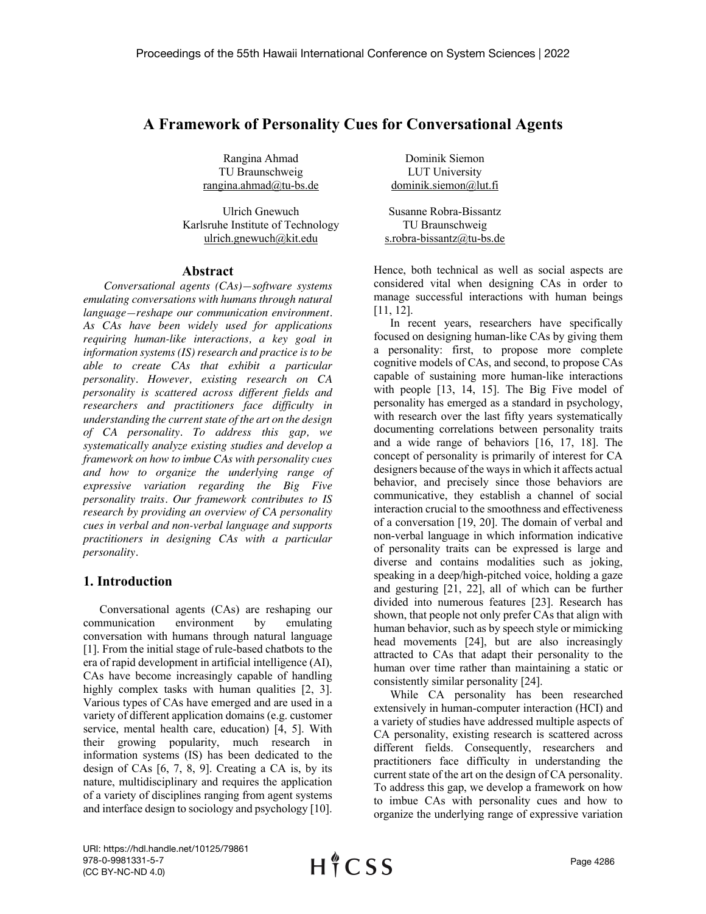# A Framework of Personality Cues for Conversational Agents

Rangina Ahmad
TU Braunschweig
rangina.ahmad@tu-bs.de

Dominik Siemon
LUT University
dominik.siemon@lut.fi

Ulrich Gnewuch
Karlsruhe Institute of Technology
ulrich.gnewuch@kit.edu

Susanne Robra-Bissantz
TU Braunschweig
s.robra-bissantz@tu-bs.de

## Abstract

*Conversational agents (CAs)—software systems emulating conversations with humans through natural language—reshape our communication environment. As CAs have been widely used for applications requiring human-like interactions, a key goal in information systems (IS) research and practice is to be able to create CAs that exhibit a particular personality. However, existing research on CA personality is scattered across different fields and researchers and practitioners face difficulty in understanding the current state of the art on the design of CA personality. To address this gap, we systematically analyze existing studies and develop a framework on how to imbue CAs with personality cues and how to organize the underlying range of expressive variation regarding the Big Five personality traits. Our framework contributes to IS research by providing an overview of CA personality cues in verbal and non-verbal language and supports practitioners in designing CAs with a particular personality.*

## 1. Introduction

Conversational agents (CAs) are reshaping our communication environment by emulating conversation with humans through natural language [1]. From the initial stage of rule-based chatbots to the era of rapid development in artificial intelligence (AI), CAs have become increasingly capable of handling highly complex tasks with human qualities [2, 3]. Various types of CAs have emerged and are used in a variety of different application domains (e.g. customer service, mental health care, education) [4, 5]. With their growing popularity, much research in information systems (IS) has been dedicated to the design of CAs [6, 7, 8, 9]. Creating a CA is, by its nature, multidisciplinary and requires the application of a variety of disciplines ranging from agent systems and interface design to sociology and psychology [10]. Hence, both technical as well as social aspects are considered vital when designing CAs in order to manage successful interactions with human beings [11, 12].

In recent years, researchers have specifically focused on designing human-like CAs by giving them a personality: first, to propose more complete cognitive models of CAs, and second, to propose CAs capable of sustaining more human-like interactions with people [13, 14, 15]. The Big Five model of personality has emerged as a standard in psychology, with research over the last fifty years systematically documenting correlations between personality traits and a wide range of behaviors [16, 17, 18]. The concept of personality is primarily of interest for CA designers because of the ways in which it affects actual behavior, and precisely since those behaviors are communicative, they establish a channel of social interaction crucial to the smoothness and effectiveness of a conversation [19, 20]. The domain of verbal and non-verbal language in which information indicative of personality traits can be expressed is large and diverse and contains modalities such as joking, speaking in a deep/high-pitched voice, holding a gaze and gesturing [21, 22], all of which can be further divided into numerous features [23]. Research has shown, that people not only prefer CAs that align with human behavior, such as by speech style or mimicking head movements [24], but are also increasingly attracted to CAs that adapt their personality to the human over time rather than maintaining a static or consistently similar personality [24].

While CA personality has been researched extensively in human-computer interaction (HCI) and a variety of studies have addressed multiple aspects of CA personality, existing research is scattered across different fields. Consequently, researchers and practitioners face difficulty in understanding the current state of the art on the design of CA personality. To address this gap, we develop a framework on how to imbue CAs with personality cues and how to organize the underlying range of expressive variation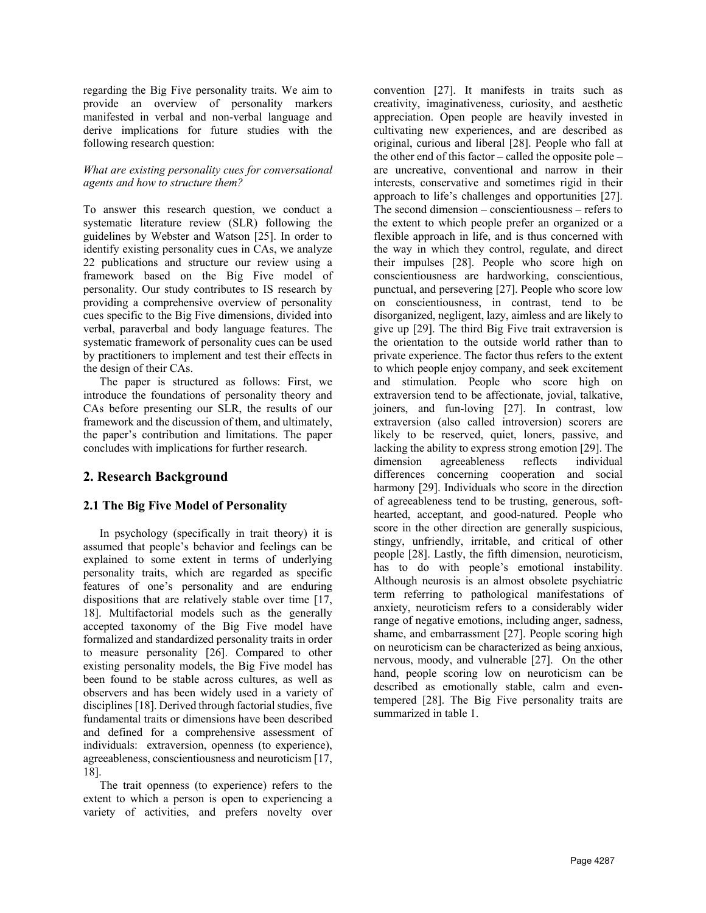regarding the Big Five personality traits. We aim to provide an overview of personality markers manifested in verbal and non-verbal language and derive implications for future studies with the following research question:

*What are existing personality cues for conversational agents and how to structure them?*

To answer this research question, we conduct a systematic literature review (SLR) following the guidelines by Webster and Watson [25]. In order to identify existing personality cues in CAs, we analyze 22 publications and structure our review using a framework based on the Big Five model of personality. Our study contributes to IS research by providing a comprehensive overview of personality cues specific to the Big Five dimensions, divided into verbal, paraverbal and body language features. The systematic framework of personality cues can be used by practitioners to implement and test their effects in the design of their CAs.

The paper is structured as follows: First, we introduce the foundations of personality theory and CAs before presenting our SLR, the results of our framework and the discussion of them, and ultimately, the paper's contribution and limitations. The paper concludes with implications for further research.

## 2. Research Background

### 2.1 The Big Five Model of Personality

In psychology (specifically in trait theory) it is assumed that people's behavior and feelings can be explained to some extent in terms of underlying personality traits, which are regarded as specific features of one's personality and are enduring dispositions that are relatively stable over time [17, 18]. Multifactorial models such as the generally accepted taxonomy of the Big Five model have formalized and standardized personality traits in order to measure personality [26]. Compared to other existing personality models, the Big Five model has been found to be stable across cultures, as well as observers and has been widely used in a variety of disciplines [18]. Derived through factorial studies, five fundamental traits or dimensions have been described and defined for a comprehensive assessment of individuals: extraversion, openness (to experience), agreeableness, conscientiousness and neuroticism [17, 18].

The trait openness (to experience) refers to the extent to which a person is open to experiencing a variety of activities, and prefers novelty over convention [27]. It manifests in traits such as creativity, imaginativeness, curiosity, and aesthetic appreciation. Open people are heavily invested in cultivating new experiences, and are described as original, curious and liberal [28]. People who fall at the other end of this factor – called the opposite pole – are uncreative, conventional and narrow in their interests, conservative and sometimes rigid in their approach to life's challenges and opportunities [27]. The second dimension – conscientiousness – refers to the extent to which people prefer an organized or a flexible approach in life, and is thus concerned with the way in which they control, regulate, and direct their impulses [28]. People who score high on conscientiousness are hardworking, conscientious, punctual, and persevering [27]. People who score low on conscientiousness, in contrast, tend to be disorganized, negligent, lazy, aimless and are likely to give up [29]. The third Big Five trait extraversion is the orientation to the outside world rather than to private experience. The factor thus refers to the extent to which people enjoy company, and seek excitement and stimulation. People who score high on extraversion tend to be affectionate, jovial, talkative, joiners, and fun-loving [27]. In contrast, low extraversion (also called introversion) scorers are likely to be reserved, quiet, loners, passive, and lacking the ability to express strong emotion [29]. The dimension agreeableness reflects individual differences concerning cooperation and social harmony [29]. Individuals who score in the direction of agreeableness tend to be trusting, generous, soft-hearted, acceptant, and good-natured. People who score in the other direction are generally suspicious, stingy, unfriendly, irritable, and critical of other people [28]. Lastly, the fifth dimension, neuroticism, has to do with people's emotional instability. Although neurosis is an almost obsolete psychiatric term referring to pathological manifestations of anxiety, neuroticism refers to a considerably wider range of negative emotions, including anger, sadness, shame, and embarrassment [27]. People scoring high on neuroticism can be characterized as being anxious, nervous, moody, and vulnerable [27]. On the other hand, people scoring low on neuroticism can be described as emotionally stable, calm and even-tempered [28]. The Big Five personality traits are summarized in table 1.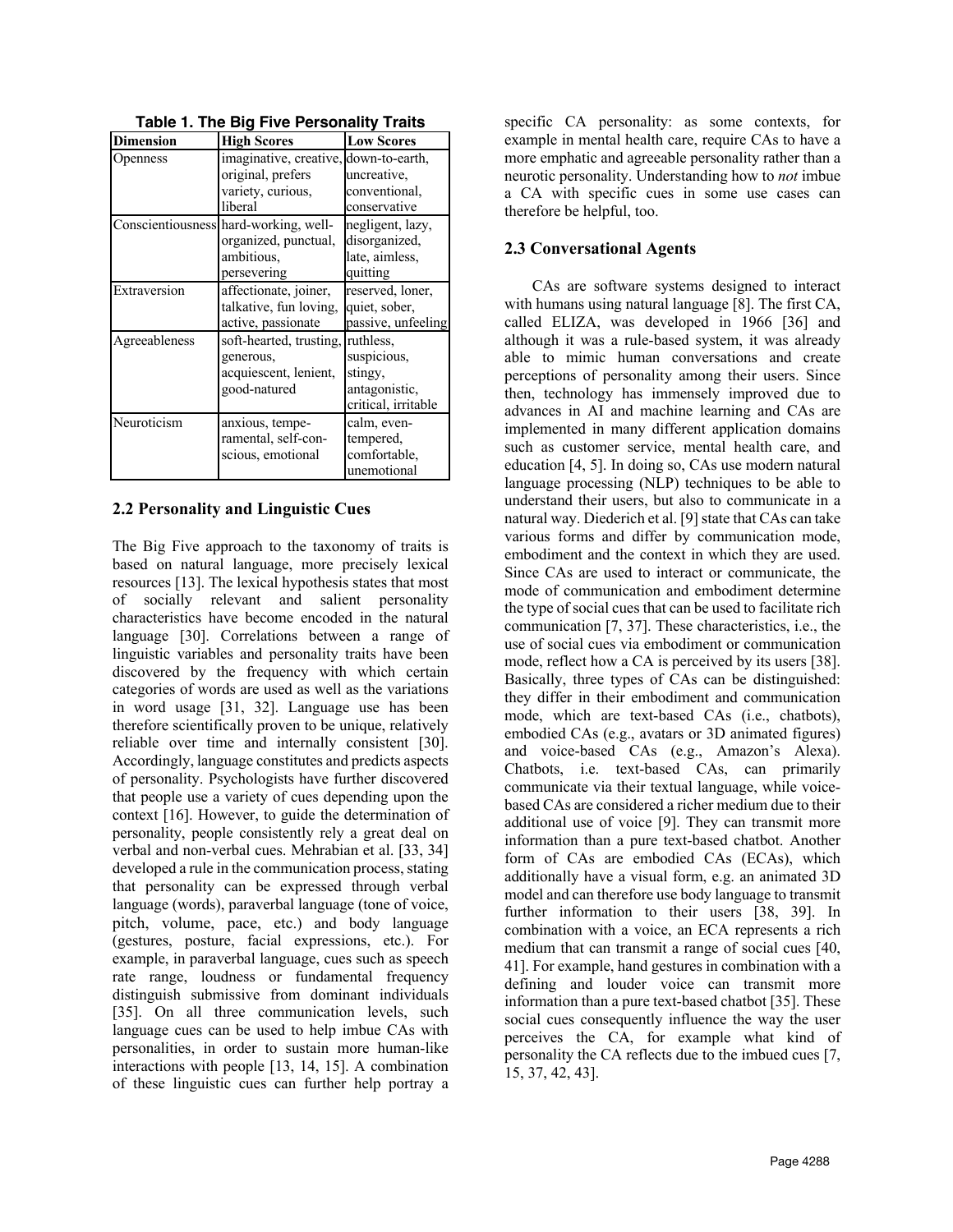**Table 1. The Big Five Personality Traits**

| Dimension | High Scores | Low Scores |
| --- | --- | --- |
| Openness | imaginative, creative, original, prefers variety, curious, liberal | down-to-earth, uncreative, conventional, conservative |
| Conscientiousness | hard-working, well-organized, punctual, ambitious, persevering | negligent, lazy, disorganized, late, aimless, quitting |
| Extraversion | affectionate, joiner, talkative, fun loving, active, passionate | reserved, loner, quiet, sober, passive, unfeeling |
| Agreeableness | soft-hearted, trusting, generous, acquiescent, lenient, good-natured | ruthless, suspicious, stingy, antagonistic, critical, irritable |
| Neuroticism | anxious, tempe-ramental, self-con-scious, emotional | calm, even-tempered, comfortable, unemotional |

## 2.2 Personality and Linguistic Cues

The Big Five approach to the taxonomy of traits is based on natural language, more precisely lexical resources [13]. The lexical hypothesis states that most of socially relevant and salient personality characteristics have become encoded in the natural language [30]. Correlations between a range of linguistic variables and personality traits have been discovered by the frequency with which certain categories of words are used as well as the variations in word usage [31, 32]. Language use has been therefore scientifically proven to be unique, relatively reliable over time and internally consistent [30]. Accordingly, language constitutes and predicts aspects of personality. Psychologists have further discovered that people use a variety of cues depending upon the context [16]. However, to guide the determination of personality, people consistently rely a great deal on verbal and non-verbal cues. Mehrabian et al. [33, 34] developed a rule in the communication process, stating that personality can be expressed through verbal language (words), paraverbal language (tone of voice, pitch, volume, pace, etc.) and body language (gestures, posture, facial expressions, etc.). For example, in paraverbal language, cues such as speech rate range, loudness or fundamental frequency distinguish submissive from dominant individuals [35]. On all three communication levels, such language cues can be used to help imbue CAs with personalities, in order to sustain more human-like interactions with people [13, 14, 15]. A combination of these linguistic cues can further help portray a specific CA personality: as some contexts, for example in mental health care, require CAs to have a more emphatic and agreeable personality rather than a neurotic personality. Understanding how to *not* imbue a CA with specific cues in some use cases can therefore be helpful, too.

## 2.3 Conversational Agents

CAs are software systems designed to interact with humans using natural language [8]. The first CA, called ELIZA, was developed in 1966 [36] and although it was a rule-based system, it was already able to mimic human conversations and create perceptions of personality among their users. Since then, technology has immensely improved due to advances in AI and machine learning and CAs are implemented in many different application domains such as customer service, mental health care, and education [4, 5]. In doing so, CAs use modern natural language processing (NLP) techniques to be able to understand their users, but also to communicate in a natural way. Diederich et al. [9] state that CAs can take various forms and differ by communication mode, embodiment and the context in which they are used. Since CAs are used to interact or communicate, the mode of communication and embodiment determine the type of social cues that can be used to facilitate rich communication [7, 37]. These characteristics, i.e., the use of social cues via embodiment or communication mode, reflect how a CA is perceived by its users [38]. Basically, three types of CAs can be distinguished: they differ in their embodiment and communication mode, which are text-based CAs (i.e., chatbots), embodied CAs (e.g., avatars or 3D animated figures) and voice-based CAs (e.g., Amazon's Alexa). Chatbots, i.e. text-based CAs, can primarily communicate via their textual language, while voice-based CAs are considered a richer medium due to their additional use of voice [9]. They can transmit more information than a pure text-based chatbot. Another form of CAs are embodied CAs (ECAs), which additionally have a visual form, e.g. an animated 3D model and can therefore use body language to transmit further information to their users [38, 39]. In combination with a voice, an ECA represents a rich medium that can transmit a range of social cues [40, 41]. For example, hand gestures in combination with a defining and louder voice can transmit more information than a pure text-based chatbot [35]. These social cues consequently influence the way the user perceives the CA, for example what kind of personality the CA reflects due to the imbued cues [7, 15, 37, 42, 43].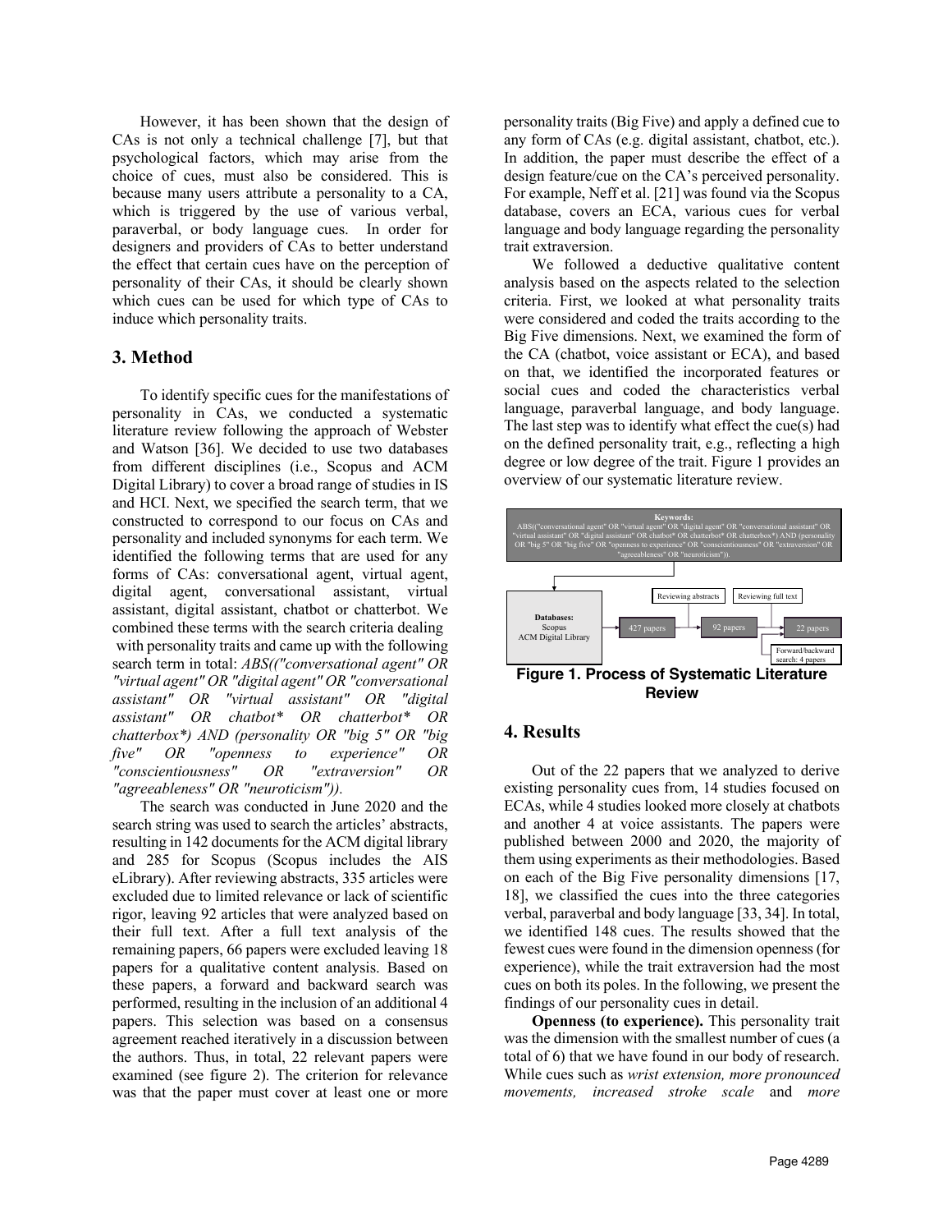However, it has been shown that the design of CAs is not only a technical challenge [7], but that psychological factors, which may arise from the choice of cues, must also be considered. This is because many users attribute a personality to a CA, which is triggered by the use of various verbal, paraverbal, or body language cues. In order for designers and providers of CAs to better understand the effect that certain cues have on the perception of personality of their CAs, it should be clearly shown which cues can be used for which type of CAs to induce which personality traits.

## 3. Method

To identify specific cues for the manifestations of personality in CAs, we conducted a systematic literature review following the approach of Webster and Watson [36]. We decided to use two databases from different disciplines (i.e., Scopus and ACM Digital Library) to cover a broad range of studies in IS and HCI. Next, we specified the search term, that we constructed to correspond to our focus on CAs and personality and included synonyms for each term. We identified the following terms that are used for any forms of CAs: conversational agent, virtual agent, digital agent, conversational assistant, virtual assistant, digital assistant, chatbot or chatterbot. We combined these terms with the search criteria dealing with personality traits and came up with the following search term in total: *ABS(("conversational agent" OR "virtual agent" OR "digital agent" OR "conversational assistant" OR "virtual assistant" OR "digital assistant" OR chatbot* OR chatterbot* OR chatterbox*) AND (personality OR "big 5" OR "big five" OR "openness to experience" OR "conscientiousness" OR "extraversion" OR "agreeableness" OR "neuroticism")).*

The search was conducted in June 2020 and the search string was used to search the articles' abstracts, resulting in 142 documents for the ACM digital library and 285 for Scopus (Scopus includes the AIS eLibrary). After reviewing abstracts, 335 articles were excluded due to limited relevance or lack of scientific rigor, leaving 92 articles that were analyzed based on their full text. After a full text analysis of the remaining papers, 66 papers were excluded leaving 18 papers for a qualitative content analysis. Based on these papers, a forward and backward search was performed, resulting in the inclusion of an additional 4 papers. This selection was based on a consensus agreement reached iteratively in a discussion between the authors. Thus, in total, 22 relevant papers were examined (see figure 2). The criterion for relevance was that the paper must cover at least one or more personality traits (Big Five) and apply a defined cue to any form of CAs (e.g. digital assistant, chatbot, etc.). In addition, the paper must describe the effect of a design feature/cue on the CA's perceived personality. For example, Neff et al. [21] was found via the Scopus database, covers an ECA, various cues for verbal language and body language regarding the personality trait extraversion.

We followed a deductive qualitative content analysis based on the aspects related to the selection criteria. First, we looked at what personality traits were considered and coded the traits according to the Big Five dimensions. Next, we examined the form of the CA (chatbot, voice assistant or ECA), and based on that, we identified the incorporated features or social cues and coded the characteristics verbal language, paraverbal language, and body language. The last step was to identify what effect the cue(s) had on the defined personality trait, e.g., reflecting a high degree or low degree of the trait. Figure 1 provides an overview of our systematic literature review.

**Keywords:**
ABS(("conversational agent" OR "virtual agent" OR "digital agent" OR "conversational assistant" OR "virtual assistant" OR "digital assistant" OR chatbot* OR chatterbot* OR chatterbox*) AND (personality OR "big 5" OR "big five" OR "openness to experience" OR "conscientiousness" OR "extraversion" OR "agreeableness" OR "neuroticism")).

**Databases:** Scopus, ACM Digital Library → 427 papers → (Reviewing abstracts) → 92 papers → (Reviewing full text) → 22 papers ← Forward/backward search: 4 papers

**Figure 1. Process of Systematic Literature Review**

## 4. Results

Out of the 22 papers that we analyzed to derive existing personality cues from, 14 studies focused on ECAs, while 4 studies looked more closely at chatbots and another 4 at voice assistants. The papers were published between 2000 and 2020, the majority of them using experiments as their methodologies. Based on each of the Big Five personality dimensions [17, 18], we classified the cues into the three categories verbal, paraverbal and body language [33, 34]. In total, we identified 148 cues. The results showed that the fewest cues were found in the dimension openness (for experience), while the trait extraversion had the most cues on both its poles. In the following, we present the findings of our personality cues in detail.

**Openness (to experience).** This personality trait was the dimension with the smallest number of cues (a total of 6) that we have found in our body of research. While cues such as *wrist extension, more pronounced movements, increased stroke scale* and *more*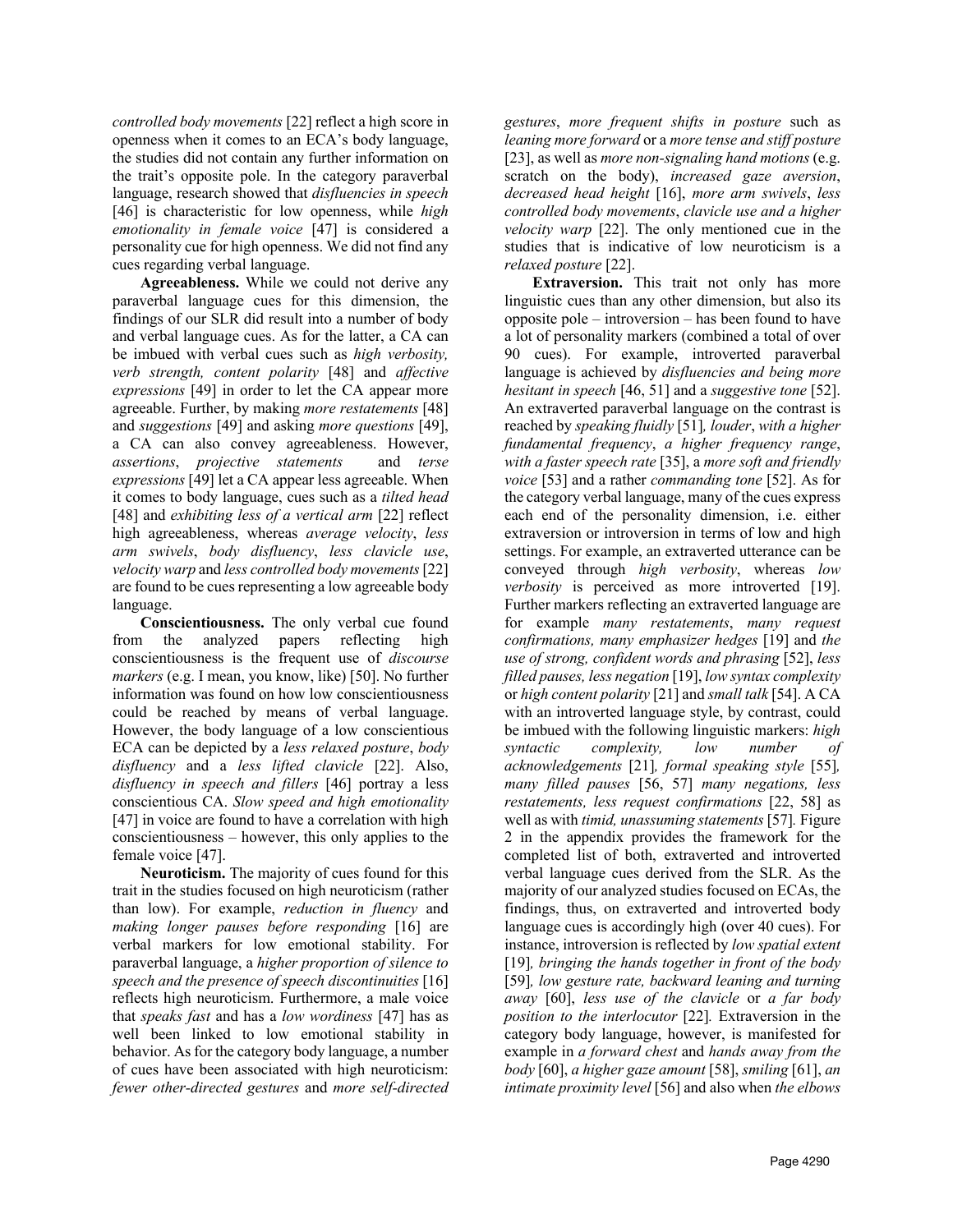*controlled body movements* [22] reflect a high score in openness when it comes to an ECA's body language, the studies did not contain any further information on the trait's opposite pole. In the category paraverbal language, research showed that *disfluencies in speech* [46] is characteristic for low openness, while *high emotionality in female voice* [47] is considered a personality cue for high openness. We did not find any cues regarding verbal language.

**Agreeableness.** While we could not derive any paraverbal language cues for this dimension, the findings of our SLR did result into a number of body and verbal language cues. As for the latter, a CA can be imbued with verbal cues such as *high verbosity, verb strength, content polarity* [48] and *affective expressions* [49] in order to let the CA appear more agreeable. Further, by making *more restatements* [48] and *suggestions* [49] and asking *more questions* [49], a CA can also convey agreeableness. However, *assertions*, *projective statements* and *terse expressions* [49] let a CA appear less agreeable. When it comes to body language, cues such as a *tilted head* [48] and *exhibiting less of a vertical arm* [22] reflect high agreeableness, whereas *average velocity*, *less arm swivels*, *body disfluency*, *less clavicle use*, *velocity warp* and *less controlled body movements* [22] are found to be cues representing a low agreeable body language.

**Conscientiousness.** The only verbal cue found from the analyzed papers reflecting high conscientiousness is the frequent use of *discourse markers* (e.g. I mean, you know, like) [50]. No further information was found on how low conscientiousness could be reached by means of verbal language. However, the body language of a low conscientious ECA can be depicted by a *less relaxed posture*, *body disfluency* and a *less lifted clavicle* [22]. Also, *disfluency in speech and fillers* [46] portray a less conscientious CA. *Slow speed and high emotionality* [47] in voice are found to have a correlation with high conscientiousness – however, this only applies to the female voice [47].

**Neuroticism.** The majority of cues found for this trait in the studies focused on high neuroticism (rather than low). For example, *reduction in fluency* and *making longer pauses before responding* [16] are verbal markers for low emotional stability. For paraverbal language, a *higher proportion of silence to speech and the presence of speech discontinuities* [16] reflects high neuroticism. Furthermore, a male voice that *speaks fast* and has a *low wordiness* [47] has as well been linked to low emotional stability in behavior. As for the category body language, a number of cues have been associated with high neuroticism: *fewer other-directed gestures* and *more self-directed gestures*, *more frequent shifts in posture* such as *leaning more forward* or a *more tense and stiff posture* [23], as well as *more non-signaling hand motions* (e.g. scratch on the body), *increased gaze aversion*, *decreased head height* [16], *more arm swivels*, *less controlled body movements*, *clavicle use and a higher velocity warp* [22]. The only mentioned cue in the studies that is indicative of low neuroticism is a *relaxed posture* [22].

**Extraversion.** This trait not only has more linguistic cues than any other dimension, but also its opposite pole – introversion – has been found to have a lot of personality markers (combined a total of over 90 cues). For example, introverted paraverbal language is achieved by *disfluencies and being more hesitant in speech* [46, 51] and a *suggestive tone* [52]. An extraverted paraverbal language on the contrast is reached by *speaking fluidly* [51], *louder*, *with a higher fundamental frequency*, *a higher frequency range*, *with a faster speech rate* [35], a *more soft and friendly voice* [53] and a rather *commanding tone* [52]. As for the category verbal language, many of the cues express each end of the personality dimension, i.e. either extraversion or introversion in terms of low and high settings. For example, an extraverted utterance can be conveyed through *high verbosity*, whereas *low verbosity* is perceived as more introverted [19]. Further markers reflecting an extraverted language are for example *many restatements*, *many request confirmations, many emphasizer hedges* [19] and *the use of strong, confident words and phrasing* [52], *less filled pauses, less negation* [19], *low syntax complexity* or *high content polarity* [21] and *small talk* [54]. A CA with an introverted language style, by contrast, could be imbued with the following linguistic markers: *high syntactic complexity, low number of acknowledgements* [21], *formal speaking style* [55], *many filled pauses* [56, 57] *many negations, less restatements, less request confirmations* [22, 58] as well as with *timid, unassuming statements* [57]. Figure 2 in the appendix provides the framework for the completed list of both, extraverted and introverted verbal language cues derived from the SLR. As the majority of our analyzed studies focused on ECAs, the findings, thus, on extraverted and introverted body language cues is accordingly high (over 40 cues). For instance, introversion is reflected by *low spatial extent* [19], *bringing the hands together in front of the body* [59], *low gesture rate, backward leaning and turning away* [60], *less use of the clavicle* or *a far body position to the interlocutor* [22]. Extraversion in the category body language, however, is manifested for example in *a forward chest* and *hands away from the body* [60], *a higher gaze amount* [58], *smiling* [61], *an intimate proximity level* [56] and also when *the elbows*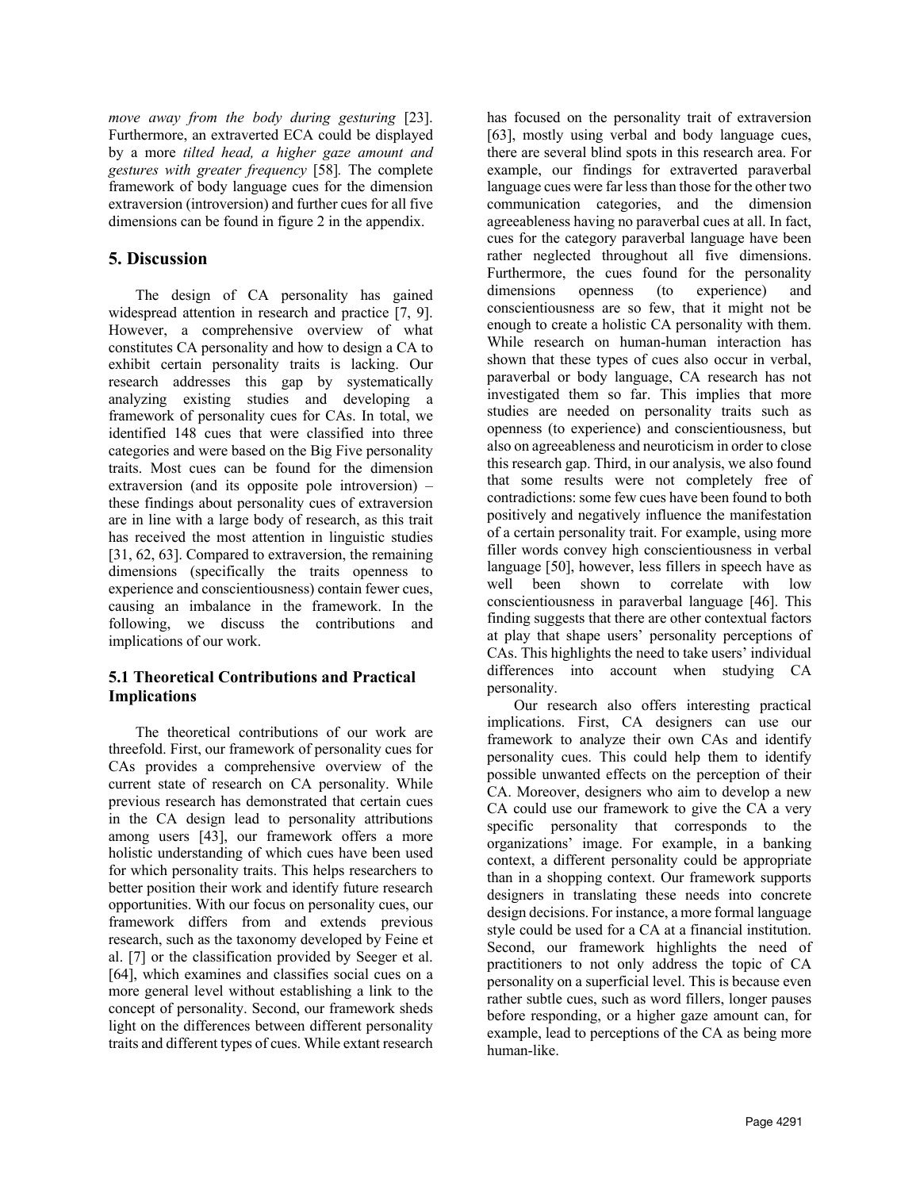*move away from the body during gesturing* [23]. Furthermore, an extraverted ECA could be displayed by a more *tilted head, a higher gaze amount and gestures with greater frequency* [58]. The complete framework of body language cues for the dimension extraversion (introversion) and further cues for all five dimensions can be found in figure 2 in the appendix.

## 5. Discussion

The design of CA personality has gained widespread attention in research and practice [7, 9]. However, a comprehensive overview of what constitutes CA personality and how to design a CA to exhibit certain personality traits is lacking. Our research addresses this gap by systematically analyzing existing studies and developing a framework of personality cues for CAs. In total, we identified 148 cues that were classified into three categories and were based on the Big Five personality traits. Most cues can be found for the dimension extraversion (and its opposite pole introversion) – these findings about personality cues of extraversion are in line with a large body of research, as this trait has received the most attention in linguistic studies [31, 62, 63]. Compared to extraversion, the remaining dimensions (specifically the traits openness to experience and conscientiousness) contain fewer cues, causing an imbalance in the framework. In the following, we discuss the contributions and implications of our work.

### 5.1 Theoretical Contributions and Practical Implications

The theoretical contributions of our work are threefold. First, our framework of personality cues for CAs provides a comprehensive overview of the current state of research on CA personality. While previous research has demonstrated that certain cues in the CA design lead to personality attributions among users [43], our framework offers a more holistic understanding of which cues have been used for which personality traits. This helps researchers to better position their work and identify future research opportunities. With our focus on personality cues, our framework differs from and extends previous research, such as the taxonomy developed by Feine et al. [7] or the classification provided by Seeger et al. [64], which examines and classifies social cues on a more general level without establishing a link to the concept of personality. Second, our framework sheds light on the differences between different personality traits and different types of cues. While extant research has focused on the personality trait of extraversion [63], mostly using verbal and body language cues, there are several blind spots in this research area. For example, our findings for extraverted paraverbal language cues were far less than those for the other two communication categories, and the dimension agreeableness having no paraverbal cues at all. In fact, cues for the category paraverbal language have been rather neglected throughout all five dimensions. Furthermore, the cues found for the personality dimensions openness (to experience) and conscientiousness are so few, that it might not be enough to create a holistic CA personality with them. While research on human-human interaction has shown that these types of cues also occur in verbal, paraverbal or body language, CA research has not investigated them so far. This implies that more studies are needed on personality traits such as openness (to experience) and conscientiousness, but also on agreeableness and neuroticism in order to close this research gap. Third, in our analysis, we also found that some results were not completely free of contradictions: some few cues have been found to both positively and negatively influence the manifestation of a certain personality trait. For example, using more filler words convey high conscientiousness in verbal language [50], however, less fillers in speech have as well been shown to correlate with low conscientiousness in paraverbal language [46]. This finding suggests that there are other contextual factors at play that shape users' personality perceptions of CAs. This highlights the need to take users' individual differences into account when studying CA personality.

Our research also offers interesting practical implications. First, CA designers can use our framework to analyze their own CAs and identify personality cues. This could help them to identify possible unwanted effects on the perception of their CA. Moreover, designers who aim to develop a new CA could use our framework to give the CA a very specific personality that corresponds to the organizations' image. For example, in a banking context, a different personality could be appropriate than in a shopping context. Our framework supports designers in translating these needs into concrete design decisions. For instance, a more formal language style could be used for a CA at a financial institution. Second, our framework highlights the need of practitioners to not only address the topic of CA personality on a superficial level. This is because even rather subtle cues, such as word fillers, longer pauses before responding, or a higher gaze amount can, for example, lead to perceptions of the CA as being more human-like.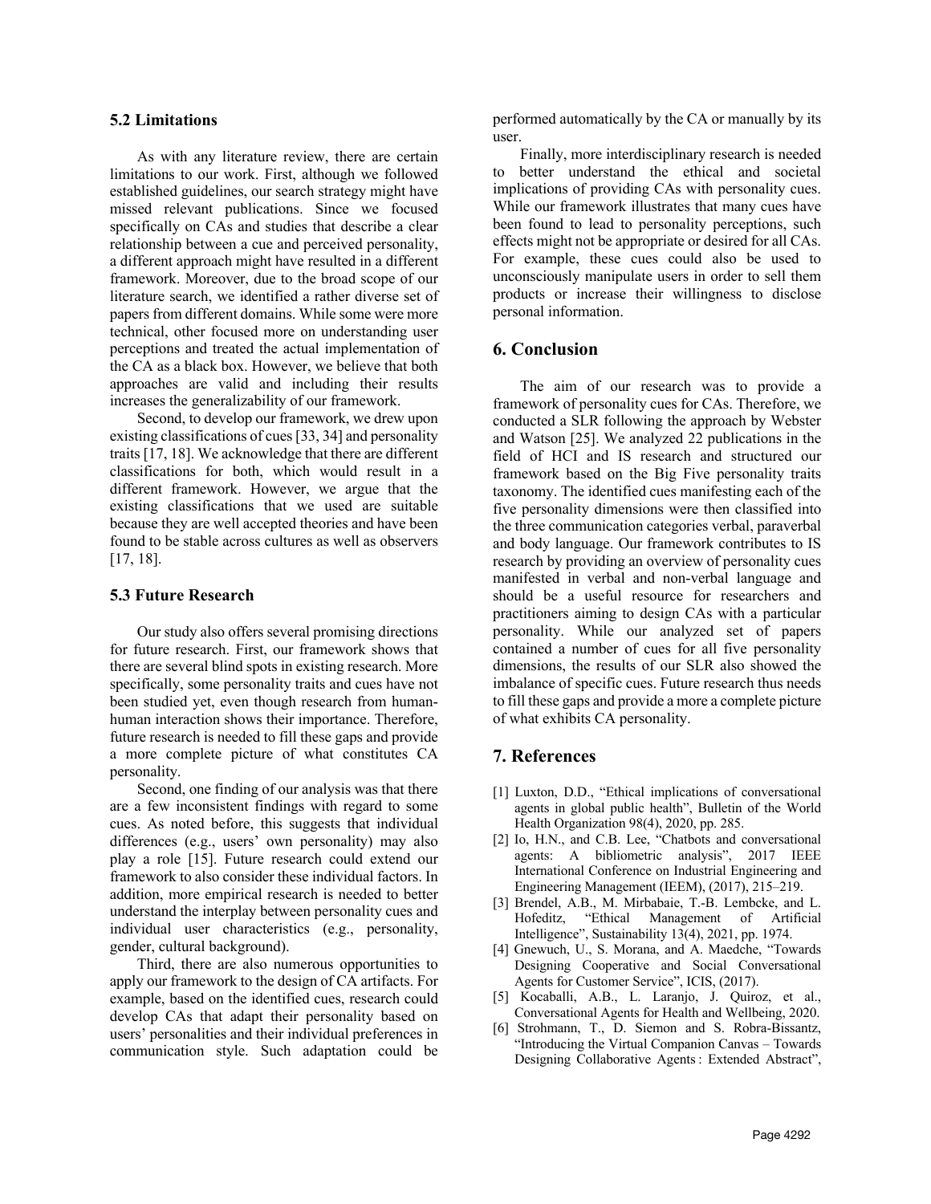### 5.2 Limitations

As with any literature review, there are certain limitations to our work. First, although we followed established guidelines, our search strategy might have missed relevant publications. Since we focused specifically on CAs and studies that describe a clear relationship between a cue and perceived personality, a different approach might have resulted in a different framework. Moreover, due to the broad scope of our literature search, we identified a rather diverse set of papers from different domains. While some were more technical, other focused more on understanding user perceptions and treated the actual implementation of the CA as a black box. However, we believe that both approaches are valid and including their results increases the generalizability of our framework.

Second, to develop our framework, we drew upon existing classifications of cues [33, 34] and personality traits [17, 18]. We acknowledge that there are different classifications for both, which would result in a different framework. However, we argue that the existing classifications that we used are suitable because they are well accepted theories and have been found to be stable across cultures as well as observers [17, 18].

### 5.3 Future Research

Our study also offers several promising directions for future research. First, our framework shows that there are several blind spots in existing research. More specifically, some personality traits and cues have not been studied yet, even though research from human-human interaction shows their importance. Therefore, future research is needed to fill these gaps and provide a more complete picture of what constitutes CA personality.

Second, one finding of our analysis was that there are a few inconsistent findings with regard to some cues. As noted before, this suggests that individual differences (e.g., users' own personality) may also play a role [15]. Future research could extend our framework to also consider these individual factors. In addition, more empirical research is needed to better understand the interplay between personality cues and individual user characteristics (e.g., personality, gender, cultural background).

Third, there are also numerous opportunities to apply our framework to the design of CA artifacts. For example, based on the identified cues, research could develop CAs that adapt their personality based on users' personalities and their individual preferences in communication style. Such adaptation could be performed automatically by the CA or manually by its user.

Finally, more interdisciplinary research is needed to better understand the ethical and societal implications of providing CAs with personality cues. While our framework illustrates that many cues have been found to lead to personality perceptions, such effects might not be appropriate or desired for all CAs. For example, these cues could also be used to unconsciously manipulate users in order to sell them products or increase their willingness to disclose personal information.

## 6. Conclusion

The aim of our research was to provide a framework of personality cues for CAs. Therefore, we conducted a SLR following the approach by Webster and Watson [25]. We analyzed 22 publications in the field of HCI and IS research and structured our framework based on the Big Five personality traits taxonomy. The identified cues manifesting each of the five personality dimensions were then classified into the three communication categories verbal, paraverbal and body language. Our framework contributes to IS research by providing an overview of personality cues manifested in verbal and non-verbal language and should be a useful resource for researchers and practitioners aiming to design CAs with a particular personality. While our analyzed set of papers contained a number of cues for all five personality dimensions, the results of our SLR also showed the imbalance of specific cues. Future research thus needs to fill these gaps and provide a more a complete picture of what exhibits CA personality.

## 7. References

[1] Luxton, D.D., "Ethical implications of conversational agents in global public health", Bulletin of the World Health Organization 98(4), 2020, pp. 285.

[2] Io, H.N., and C.B. Lee, "Chatbots and conversational agents: A bibliometric analysis", 2017 IEEE International Conference on Industrial Engineering and Engineering Management (IEEM), (2017), 215–219.

[3] Brendel, A.B., M. Mirbabaie, T.-B. Lembcke, and L. Hofeditz, "Ethical Management of Artificial Intelligence", Sustainability 13(4), 2021, pp. 1974.

[4] Gnewuch, U., S. Morana, and A. Maedche, "Towards Designing Cooperative and Social Conversational Agents for Customer Service", ICIS, (2017).

[5] Kocaballi, A.B., L. Laranjo, J. Quiroz, et al., Conversational Agents for Health and Wellbeing, 2020.

[6] Strohmann, T., D. Siemon and S. Robra-Bissantz, "Introducing the Virtual Companion Canvas – Towards Designing Collaborative Agents : Extended Abstract",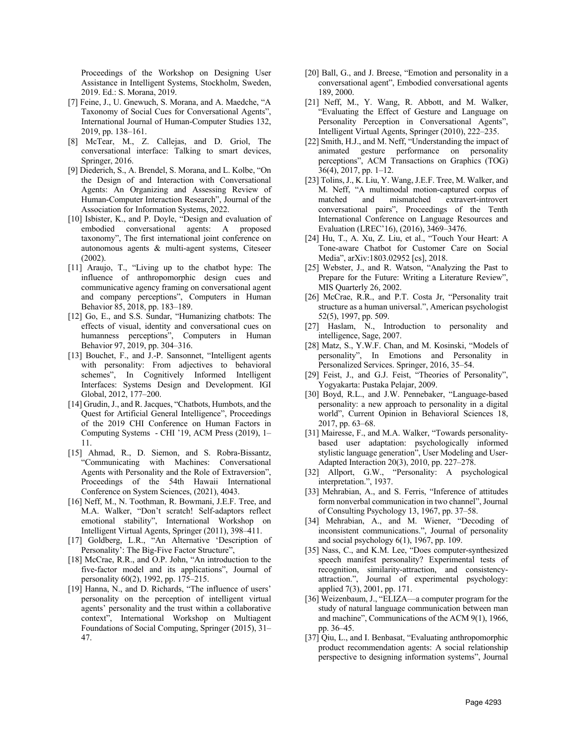Proceedings of the Workshop on Designing User Assistance in Intelligent Systems, Stockholm, Sweden, 2019. Ed.: S. Morana, 2019.

[7] Feine, J., U. Gnewuch, S. Morana, and A. Maedche, "A Taxonomy of Social Cues for Conversational Agents", International Journal of Human-Computer Studies 132, 2019, pp. 138–161.

[8] McTear, M., Z. Callejas, and D. Griol, The conversational interface: Talking to smart devices, Springer, 2016.

[9] Diederich, S., A. Brendel, S. Morana, and L. Kolbe, "On the Design of and Interaction with Conversational Agents: An Organizing and Assessing Review of Human-Computer Interaction Research", Journal of the Association for Information Systems, 2022.

[10] Isbister, K., and P. Doyle, "Design and evaluation of embodied conversational agents: A proposed taxonomy", The first international joint conference on autonomous agents & multi-agent systems, Citeseer (2002).

[11] Araujo, T., "Living up to the chatbot hype: The influence of anthropomorphic design cues and communicative agency framing on conversational agent and company perceptions", Computers in Human Behavior 85, 2018, pp. 183–189.

[12] Go, E., and S.S. Sundar, "Humanizing chatbots: The effects of visual, identity and conversational cues on humanness perceptions", Computers in Human Behavior 97, 2019, pp. 304–316.

[13] Bouchet, F., and J.-P. Sansonnet, "Intelligent agents with personality: From adjectives to behavioral schemes", In Cognitively Informed Intelligent Interfaces: Systems Design and Development. IGI Global, 2012, 177–200.

[14] Grudin, J., and R. Jacques, "Chatbots, Humbots, and the Quest for Artificial General Intelligence", Proceedings of the 2019 CHI Conference on Human Factors in Computing Systems - CHI '19, ACM Press (2019), 1–11.

[15] Ahmad, R., D. Siemon, and S. Robra-Bissantz, "Communicating with Machines: Conversational Agents with Personality and the Role of Extraversion", Proceedings of the 54th Hawaii International Conference on System Sciences, (2021), 4043.

[16] Neff, M., N. Toothman, R. Bowmani, J.E.F. Tree, and M.A. Walker, "Don't scratch! Self-adaptors reflect emotional stability", International Workshop on Intelligent Virtual Agents, Springer (2011), 398–411.

[17] Goldberg, L.R., "An Alternative 'Description of Personality': The Big-Five Factor Structure",

[18] McCrae, R.R., and O.P. John, "An introduction to the five-factor model and its applications", Journal of personality 60(2), 1992, pp. 175–215.

[19] Hanna, N., and D. Richards, "The influence of users' personality on the perception of intelligent virtual agents' personality and the trust within a collaborative context", International Workshop on Multiagent Foundations of Social Computing, Springer (2015), 31–47.

[20] Ball, G., and J. Breese, "Emotion and personality in a conversational agent", Embodied conversational agents 189, 2000.

[21] Neff, M., Y. Wang, R. Abbott, and M. Walker, "Evaluating the Effect of Gesture and Language on Personality Perception in Conversational Agents", Intelligent Virtual Agents, Springer (2010), 222–235.

[22] Smith, H.J., and M. Neff, "Understanding the impact of animated gesture performance on personality perceptions", ACM Transactions on Graphics (TOG) 36(4), 2017, pp. 1–12.

[23] Tolins, J., K. Liu, Y. Wang, J.E.F. Tree, M. Walker, and M. Neff, "A multimodal motion-captured corpus of matched and mismatched extravert-introvert conversational pairs", Proceedings of the Tenth International Conference on Language Resources and Evaluation (LREC'16), (2016), 3469–3476.

[24] Hu, T., A. Xu, Z. Liu, et al., "Touch Your Heart: A Tone-aware Chatbot for Customer Care on Social Media", arXiv:1803.02952 [cs], 2018.

[25] Webster, J., and R. Watson, "Analyzing the Past to Prepare for the Future: Writing a Literature Review", MIS Quarterly 26, 2002.

[26] McCrae, R.R., and P.T. Costa Jr, "Personality trait structure as a human universal.", American psychologist 52(5), 1997, pp. 509.

[27] Haslam, N., Introduction to personality and intelligence, Sage, 2007.

[28] Matz, S., Y.W.F. Chan, and M. Kosinski, "Models of personality", In Emotions and Personality in Personalized Services. Springer, 2016, 35–54.

[29] Feist, J., and G.J. Feist, "Theories of Personality", Yogyakarta: Pustaka Pelajar, 2009.

[30] Boyd, R.L., and J.W. Pennebaker, "Language-based personality: a new approach to personality in a digital world", Current Opinion in Behavioral Sciences 18, 2017, pp. 63–68.

[31] Mairesse, F., and M.A. Walker, "Towards personality-based user adaptation: psychologically informed stylistic language generation", User Modeling and User-Adapted Interaction 20(3), 2010, pp. 227–278.

[32] Allport, G.W., "Personality: A psychological interpretation.", 1937.

[33] Mehrabian, A., and S. Ferris, "Inference of attitudes form nonverbal communication in two channel", Journal of Consulting Psychology 13, 1967, pp. 37–58.

[34] Mehrabian, A., and M. Wiener, "Decoding of inconsistent communications.", Journal of personality and social psychology 6(1), 1967, pp. 109.

[35] Nass, C., and K.M. Lee, "Does computer-synthesized speech manifest personality? Experimental tests of recognition, similarity-attraction, and consistency-attraction.", Journal of experimental psychology: applied 7(3), 2001, pp. 171.

[36] Weizenbaum, J., "ELIZA—a computer program for the study of natural language communication between man and machine", Communications of the ACM 9(1), 1966, pp. 36–45.

[37] Qiu, L., and I. Benbasat, "Evaluating anthropomorphic product recommendation agents: A social relationship perspective to designing information systems", Journal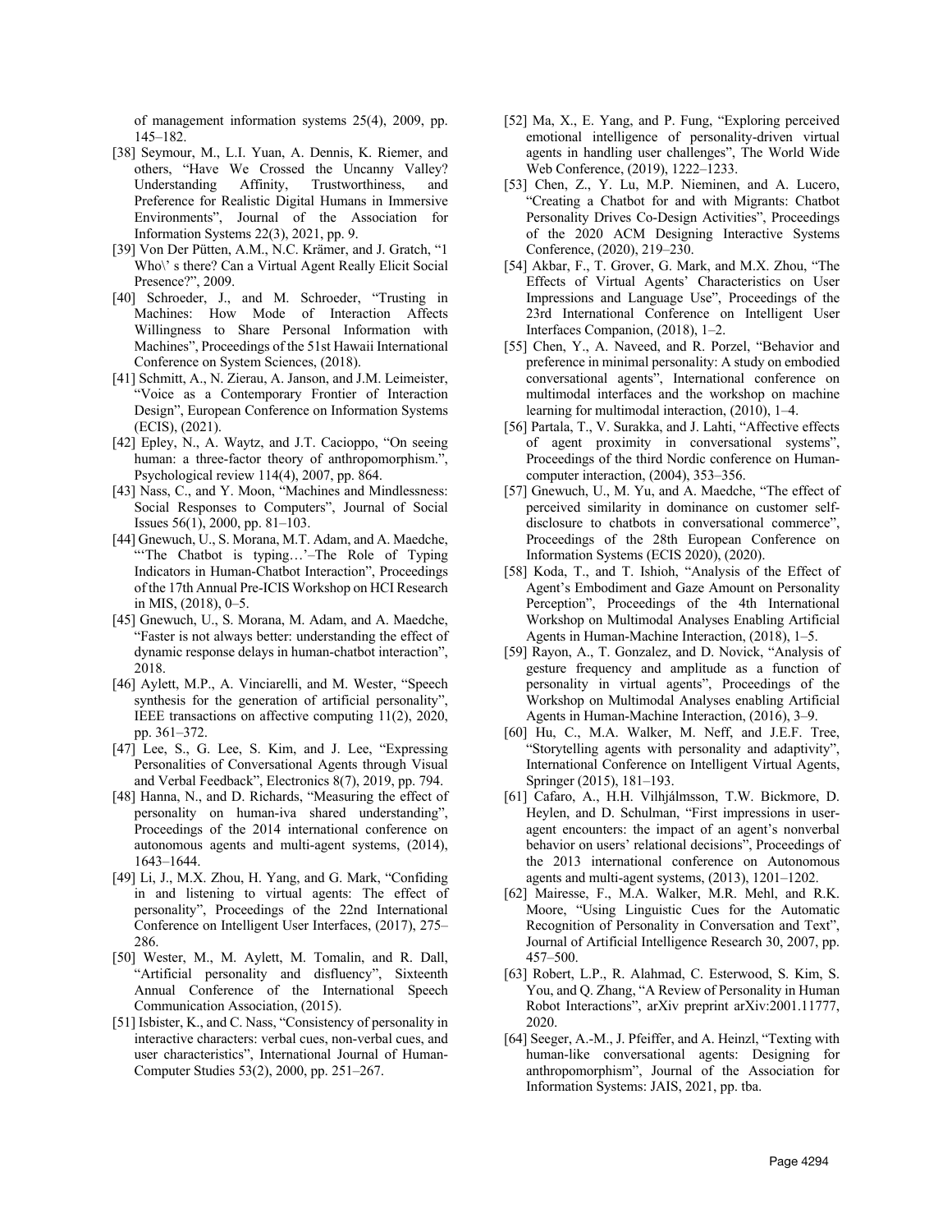of management information systems 25(4), 2009, pp. 145–182.

[38] Seymour, M., L.I. Yuan, A. Dennis, K. Riemer, and others, "Have We Crossed the Uncanny Valley? Understanding Affinity, Trustworthiness, and Preference for Realistic Digital Humans in Immersive Environments", Journal of the Association for Information Systems 22(3), 2021, pp. 9.

[39] Von Der Pütten, A.M., N.C. Krämer, and J. Gratch, "1 Who\' s there? Can a Virtual Agent Really Elicit Social Presence?", 2009.

[40] Schroeder, J., and M. Schroeder, "Trusting in Machines: How Mode of Interaction Affects Willingness to Share Personal Information with Machines", Proceedings of the 51st Hawaii International Conference on System Sciences, (2018).

[41] Schmitt, A., N. Zierau, A. Janson, and J.M. Leimeister, "Voice as a Contemporary Frontier of Interaction Design", European Conference on Information Systems (ECIS), (2021).

[42] Epley, N., A. Waytz, and J.T. Cacioppo, "On seeing human: a three-factor theory of anthropomorphism.", Psychological review 114(4), 2007, pp. 864.

[43] Nass, C., and Y. Moon, "Machines and Mindlessness: Social Responses to Computers", Journal of Social Issues 56(1), 2000, pp. 81–103.

[44] Gnewuch, U., S. Morana, M.T. Adam, and A. Maedche, "'The Chatbot is typing…'–The Role of Typing Indicators in Human-Chatbot Interaction", Proceedings of the 17th Annual Pre-ICIS Workshop on HCI Research in MIS, (2018), 0–5.

[45] Gnewuch, U., S. Morana, M. Adam, and A. Maedche, "Faster is not always better: understanding the effect of dynamic response delays in human-chatbot interaction", 2018.

[46] Aylett, M.P., A. Vinciarelli, and M. Wester, "Speech synthesis for the generation of artificial personality", IEEE transactions on affective computing 11(2), 2020, pp. 361–372.

[47] Lee, S., G. Lee, S. Kim, and J. Lee, "Expressing Personalities of Conversational Agents through Visual and Verbal Feedback", Electronics 8(7), 2019, pp. 794.

[48] Hanna, N., and D. Richards, "Measuring the effect of personality on human-iva shared understanding", Proceedings of the 2014 international conference on autonomous agents and multi-agent systems, (2014), 1643–1644.

[49] Li, J., M.X. Zhou, H. Yang, and G. Mark, "Confiding in and listening to virtual agents: The effect of personality", Proceedings of the 22nd International Conference on Intelligent User Interfaces, (2017), 275–286.

[50] Wester, M., M. Aylett, M. Tomalin, and R. Dall, "Artificial personality and disfluency", Sixteenth Annual Conference of the International Speech Communication Association, (2015).

[51] Isbister, K., and C. Nass, "Consistency of personality in interactive characters: verbal cues, non-verbal cues, and user characteristics", International Journal of Human-Computer Studies 53(2), 2000, pp. 251–267.

[52] Ma, X., E. Yang, and P. Fung, "Exploring perceived emotional intelligence of personality-driven virtual agents in handling user challenges", The World Wide Web Conference, (2019), 1222–1233.

[53] Chen, Z., Y. Lu, M.P. Nieminen, and A. Lucero, "Creating a Chatbot for and with Migrants: Chatbot Personality Drives Co-Design Activities", Proceedings of the 2020 ACM Designing Interactive Systems Conference, (2020), 219–230.

[54] Akbar, F., T. Grover, G. Mark, and M.X. Zhou, "The Effects of Virtual Agents' Characteristics on User Impressions and Language Use", Proceedings of the 23rd International Conference on Intelligent User Interfaces Companion, (2018), 1–2.

[55] Chen, Y., A. Naveed, and R. Porzel, "Behavior and preference in minimal personality: A study on embodied conversational agents", International conference on multimodal interfaces and the workshop on machine learning for multimodal interaction, (2010), 1–4.

[56] Partala, T., V. Surakka, and J. Lahti, "Affective effects of agent proximity in conversational systems", Proceedings of the third Nordic conference on Human-computer interaction, (2004), 353–356.

[57] Gnewuch, U., M. Yu, and A. Maedche, "The effect of perceived similarity in dominance on customer self-disclosure to chatbots in conversational commerce", Proceedings of the 28th European Conference on Information Systems (ECIS 2020), (2020).

[58] Koda, T., and T. Ishioh, "Analysis of the Effect of Agent's Embodiment and Gaze Amount on Personality Perception", Proceedings of the 4th International Workshop on Multimodal Analyses Enabling Artificial Agents in Human-Machine Interaction, (2018), 1–5.

[59] Rayon, A., T. Gonzalez, and D. Novick, "Analysis of gesture frequency and amplitude as a function of personality in virtual agents", Proceedings of the Workshop on Multimodal Analyses enabling Artificial Agents in Human-Machine Interaction, (2016), 3–9.

[60] Hu, C., M.A. Walker, M. Neff, and J.E.F. Tree, "Storytelling agents with personality and adaptivity", International Conference on Intelligent Virtual Agents, Springer (2015), 181–193.

[61] Cafaro, A., H.H. Vilhjálmsson, T.W. Bickmore, D. Heylen, and D. Schulman, "First impressions in user-agent encounters: the impact of an agent's nonverbal behavior on users' relational decisions", Proceedings of the 2013 international conference on Autonomous agents and multi-agent systems, (2013), 1201–1202.

[62] Mairesse, F., M.A. Walker, M.R. Mehl, and R.K. Moore, "Using Linguistic Cues for the Automatic Recognition of Personality in Conversation and Text", Journal of Artificial Intelligence Research 30, 2007, pp. 457–500.

[63] Robert, L.P., R. Alahmad, C. Esterwood, S. Kim, S. You, and Q. Zhang, "A Review of Personality in Human Robot Interactions", arXiv preprint arXiv:2001.11777, 2020.

[64] Seeger, A.-M., J. Pfeiffer, and A. Heinzl, "Texting with human-like conversational agents: Designing for anthropomorphism", Journal of the Association for Information Systems: JAIS, 2021, pp. tba.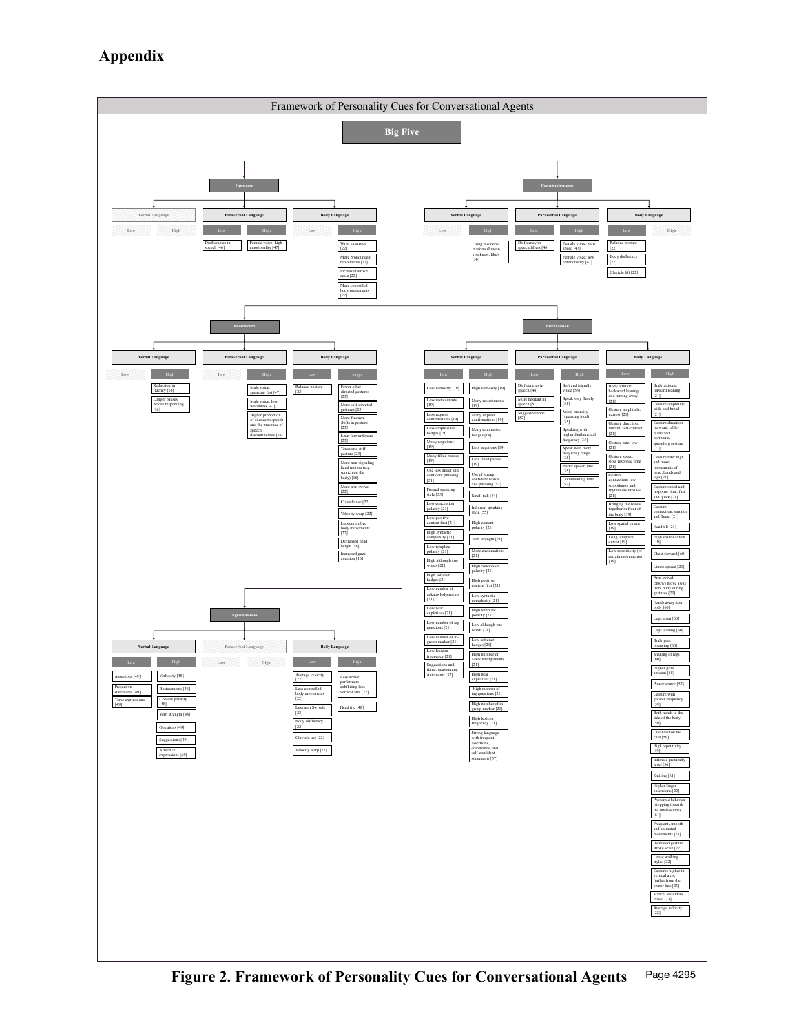# Appendix

Framework of Personality Cues for Conversational Agents

Big Five

Openness

Verbal Language

Low

High

Paraverbal Language

Low
- Disfluencies in speech [46]

High
- Female voice: high emotionality [47]

Body Language

Low

High
- Wrist extension [22]
- More pronounced movements [22]
- Increased stroke scale [22]
- More controlled body movements [22]

Conscientiousness

Verbal Language

Low

High
- Using discourse markers (I mean, you know, like) [50]

Paraverbal Language

Low
- Disfluency in speech/fillers [46]

High
- Female voice: slow speed [47]
- Female voice: low emotionality [47]

Body Language

Low
- Relaxed posture [22]
- Body disfluency [22]
- Clavicle lift [22]

High

Neuroticism

Verbal Language

Low

High
- Reduction in fluency [16]
- Longer pauses before responding [16]

Paraverbal Language

Low

High
- Male voice: speaking fast [47]
- Male voice: low wordiness [47]
- Higher proportion of silence to speech and the presence of speech discontinuities [16]

Body Language

Low
- Relaxed posture [22]

High
- Fewer other-directed gestures [23]
- More self-directed gestures [23]
- More frequent shifts in posture [23]
- Lean forward more [23]
- Tense and stiff posture [23]
- More non-signaling hand motion (e.g. scratch on the body) [16]
- More arm swivel [22]
- Clavicle use [22]
- Velocity warp [22]
- Less controlled body movements [22]
- Decreased head height [16]
- Increased gaze aversion [16]

Extraversion

Verbal Language

Low
- Low verbosity [19]
- Less restatements [19]
- Less request confirmations [19]
- Less emphasizer hedges [19]
- Many negations [19]
- Many filled pauses [19]
- Use less direct and confident phrasing [51]
- Formal speaking style [55]
- Low concession polarity [21]
- Low positive content first [21]
- High syntactic complexity [21]
- Low template polarity [21]
- High although cue words [21]
- High softener hedges [21]
- Low number of acknowledgements [21]
- Low near expletives [21]
- Low number of tag questions [21]
- Low number of in-group marker [21]
- Low lexicon frequency [21]
- Suggestions and timid, unassuming statements [57]

High
- High verbosity [19]
- Many restatements [19]
- Many request confirmations [19]
- Many emphasizer hedges [19]
- Less negations [19]
- Less filled pauses [19]
- Use of strong, confident words and phrasing [52]
- Small talk [54]
- Informal speaking style [55]
- High content polarity [21]
- Verb strength [21]
- More exclamations [21]
- High concession polarity [21]
- High positive content first [21]
- Low syntactic complexity [21]
- High template polarity [21]
- Low although cue words [21]
- Low softener hedges [21]
- High number of acknowledgements [21]
- High near expletives [21]
- High number of tag questions [21]
- High number of in-group marker [21]
- High lexicon frequency [21]
- Strong language with frequent assertions, commands, and self-confident statements [57]

Paraverbal Language

Low
- Disfluencies in speech [46]
- More hesitant in speech [51]
- Suggestive tone [52]

High
- Soft and friendly voice [55]
- Speak very fluidly [51]
- Vocal intensity (speaking loud) [55]
- Speaking with higher fundamental frequency [55]
- Speak with more frequency range [55]
- Faster speech rate [55]
- Commanding tone [52]

Body Language

Low
- Body attitude: backward leaning and turning away [21]
- Gesture amplitude: narrow [21]
- Gesture direction: inward, self-contact [21]
- Gesture rate: low [21]
- Gesture speed: slow response time [21]
- Gesture connection: low smoothness and rhythm disturbance [21]
- Bringing the hands together in front of the body [59]
- Low spatial extent [19]
- Long temporal extent [19]
- Low repetitivity (of certain movements) [19]

High
- Body attitude: forward leaning [21]
- Gesture amplitude: wide and broad [21]
- Gesture direction: outward, table-plane and horizontal spreading gesture [21]
- Gesture rate: high and more movements of head, hands and legs [21]
- Gesture speed and response time: fast and quick [21]
- Gesture connection: smooth and fluent [21]
- Head tilt [21]
- High spatial extent [19]
- Chest forward [60]
- Limbs spread [21]
- Arm swivel: Elbows move away from body during gestures [23]
- Hands away from body [60]
- Legs apart [60]
- Legs leaning [60]
- Body part: bouncing [60]
- Shaking of legs [60]
- Higher gaze amount [58]
- Power stance [52]
- Gesture with greater frequency [59]
- Both hands to the side of the body [59]
- One hand on the chin [59]
- High repetitivity [19]
- Intimate proximity level [56]
- Smiling [61]
- Higher finger extensions [22]
- Proxemic behavior (stepping towards the interlocutor) [61]
- Frequent, smooth and animated movements [23]
- Increased gesture stroke scale [22]
- Loose walking styles [22]
- Gestures higher in vertical axis, further from the center line [23]
- Stance: shoulders raised [23]
- Average velocity [22]

Agreeableness

Verbal Language

Low
- Assertions [49]
- Projective statements [49]
- Terse expressions [49]

High
- Verbosity [48]
- Restatements [48]
- Content polarity [48]
- Verb strength [48]
- Questions [49]
- Suggestions [49]
- Affective expressions [49]

Paraverbal Language

Low

High

Body Language

Low
- Average velocity [22]
- Less controlled body movements [22]
- Less arm Swivels [22]
- Body disfluency [22]
- Clavicle use [22]
- Velocity warp [22]

High
- Less active performers exhibiting less vertical arm [22]
- Head tild [48]

**Figure 2. Framework of Personality Cues for Conversational Agents**